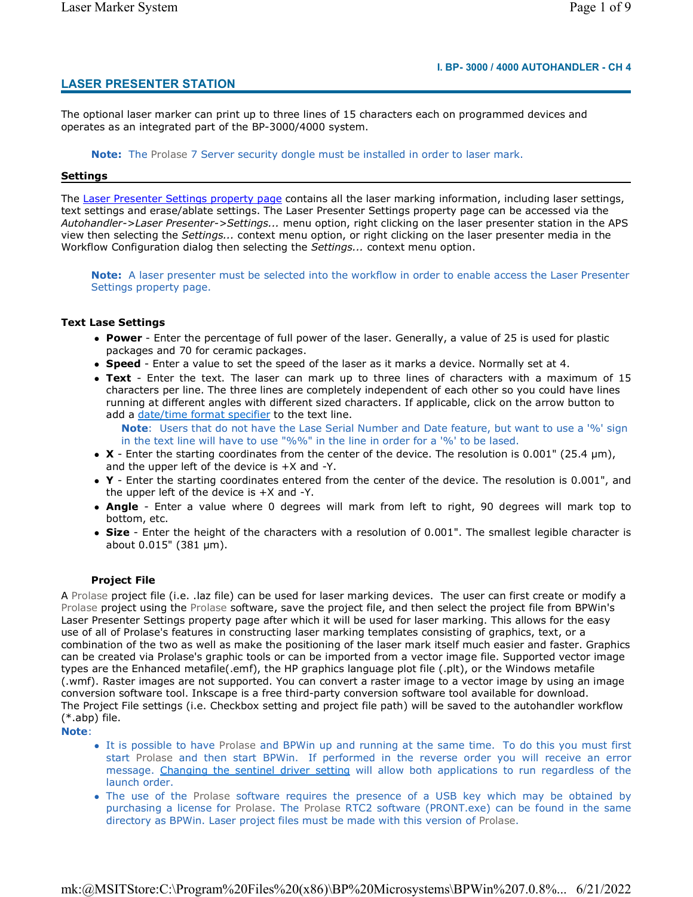I. BP- 3000 / 4000 AUTOHANDLER - CH 4

## LASER PRESENTER STATION

The optional laser marker can print up to three lines of 15 characters each on programmed devices and operates as an integrated part of the BP-3000/4000 system.

> **Note:** The Prolase 7 Server security dongle must be installed in order to laser mark.

### Settings

The Laser Presenter Settings property page contains all the laser marking information, including laser settings, text settings and erase/ablate settings. The Laser Presenter Settings property page can be accessed via the *Autohandler->Laser Presenter->Settings...* menu option, right clicking on the laser presenter station in the APS view then selecting the *Settings...* context menu option, or right clicking on the laser presenter media in the Workflow Configuration dialog then selecting the *Settings...* context menu option.

> **Note:** A laser presenter must be selected into the workflow in order to enable access the Laser Presenter Settings property page.

#### Text Lase Settings

- **Power** - Enter the percentage of full power of the laser. Generally, a value of 25 is used for plastic packages and 70 for ceramic packages.
- **Speed** - Enter a value to set the speed of the laser as it marks a device. Normally set at 4.
- **Text** - Enter the text. The laser can mark up to three lines of characters with a maximum of 15 characters per line. The three lines are completely independent of each other so you could have lines running at different angles with different sized characters. If applicable, click on the arrow button to add a date/time format specifier to the text line.
  > **Note**: Users that do not have the Lase Serial Number and Date feature, but want to use a '%' sign in the text line will have to use "%%" in the line in order for a '%' to be lased.
- **X** - Enter the starting coordinates from the center of the device. The resolution is 0.001" (25.4 μm), and the upper left of the device is +X and -Y.
- **Y** - Enter the starting coordinates entered from the center of the device. The resolution is 0.001", and the upper left of the device is +X and -Y.
- **Angle** - Enter a value where 0 degrees will mark from left to right, 90 degrees will mark top to bottom, etc.
- **Size** - Enter the height of the characters with a resolution of 0.001". The smallest legible character is about 0.015" (381 μm).

#### Project File

A Prolase project file (i.e. .laz file) can be used for laser marking devices. The user can first create or modify a Prolase project using the Prolase software, save the project file, and then select the project file from BPWin's Laser Presenter Settings property page after which it will be used for laser marking. This allows for the easy use of all of Prolase's features in constructing laser marking templates consisting of graphics, text, or a combination of the two as well as make the positioning of the laser mark itself much easier and faster. Graphics can be created via Prolase's graphic tools or can be imported from a vector image file. Supported vector image types are the Enhanced metafile(.emf), the HP graphics language plot file (.plt), or the Windows metafile (.wmf). Raster images are not supported. You can convert a raster image to a vector image by using an image conversion software tool. Inkscape is a free third-party conversion software tool available for download.
The Project File settings (i.e. Checkbox setting and project file path) will be saved to the autohandler workflow (*.abp) file.

**Note**:

- It is possible to have Prolase and BPWin up and running at the same time. To do this you must first start Prolase and then start BPWin. If performed in the reverse order you will receive an error message. Changing the sentinel driver setting will allow both applications to run regardless of the launch order.
- The use of the Prolase software requires the presence of a USB key which may be obtained by purchasing a license for Prolase. The Prolase RTC2 software (PRONT.exe) can be found in the same directory as BPWin. Laser project files must be made with this version of Prolase.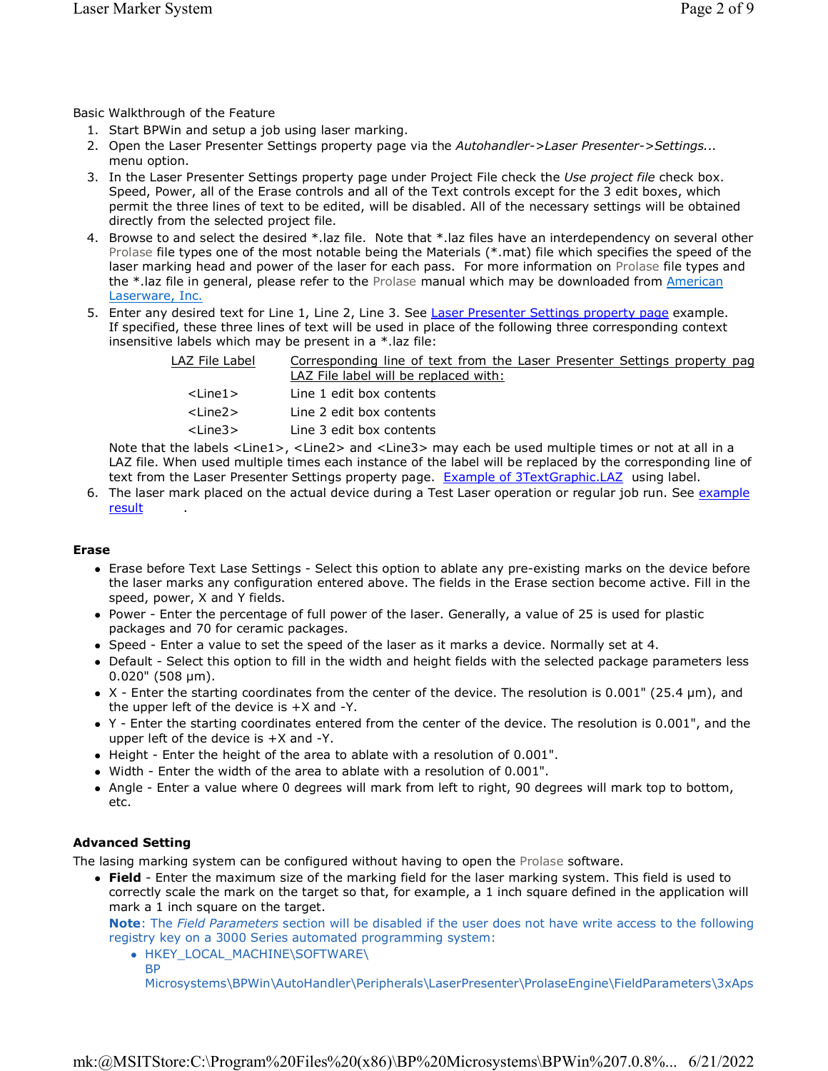Basic Walkthrough of the Feature

1. Start BPWin and setup a job using laser marking.
2. Open the Laser Presenter Settings property page via the *Autohandler->Laser Presenter->Settings...* menu option.
3. In the Laser Presenter Settings property page under Project File check the *Use project file* check box. Speed, Power, all of the Erase controls and all of the Text controls except for the 3 edit boxes, which permit the three lines of text to be edited, will be disabled. All of the necessary settings will be obtained directly from the selected project file.
4. Browse to and select the desired *.laz file. Note that *.laz files have an interdependency on several other Prolase file types one of the most notable being the Materials (*.mat) file which specifies the speed of the laser marking head and power of the laser for each pass. For more information on Prolase file types and the *.laz file in general, please refer to the Prolase manual which may be downloaded from American Laserware, Inc.
5. Enter any desired text for Line 1, Line 2, Line 3. See Laser Presenter Settings property page example. If specified, these three lines of text will be used in place of the following three corresponding context insensitive labels which may be present in a *.laz file:

   | LAZ File Label | Corresponding line of text from the Laser Presenter Settings property pag LAZ File label will be replaced with: |
   |---|---|
   | <Line1> | Line 1 edit box contents |
   | <Line2> | Line 2 edit box contents |
   | <Line3> | Line 3 edit box contents |

   Note that the labels <Line1>, <Line2> and <Line3> may each be used multiple times or not at all in a LAZ file. When used multiple times each instance of the label will be replaced by the corresponding line of text from the Laser Presenter Settings property page. Example of 3TextGraphic.LAZ using label.
6. The laser mark placed on the actual device during a Test Laser operation or regular job run. See example result .

**Erase**

- Erase before Text Lase Settings - Select this option to ablate any pre-existing marks on the device before the laser marks any configuration entered above. The fields in the Erase section become active. Fill in the speed, power, X and Y fields.
- Power - Enter the percentage of full power of the laser. Generally, a value of 25 is used for plastic packages and 70 for ceramic packages.
- Speed - Enter a value to set the speed of the laser as it marks a device. Normally set at 4.
- Default - Select this option to fill in the width and height fields with the selected package parameters less 0.020" (508 µm).
- X - Enter the starting coordinates from the center of the device. The resolution is 0.001" (25.4 µm), and the upper left of the device is +X and -Y.
- Y - Enter the starting coordinates entered from the center of the device. The resolution is 0.001", and the upper left of the device is +X and -Y.
- Height - Enter the height of the area to ablate with a resolution of 0.001".
- Width - Enter the width of the area to ablate with a resolution of 0.001".
- Angle - Enter a value where 0 degrees will mark from left to right, 90 degrees will mark top to bottom, etc.

**Advanced Setting**

The lasing marking system can be configured without having to open the Prolase software.

- **Field** - Enter the maximum size of the marking field for the laser marking system. This field is used to correctly scale the mark on the target so that, for example, a 1 inch square defined in the application will mark a 1 inch square on the target.

  **Note**: The *Field Parameters* section will be disabled if the user does not have write access to the following registry key on a 3000 Series automated programming system:

  - HKEY_LOCAL_MACHINE\SOFTWARE\BP Microsystems\BPWin\AutoHandler\Peripherals\LaserPresenter\ProlaseEngine\FieldParameters\3xAps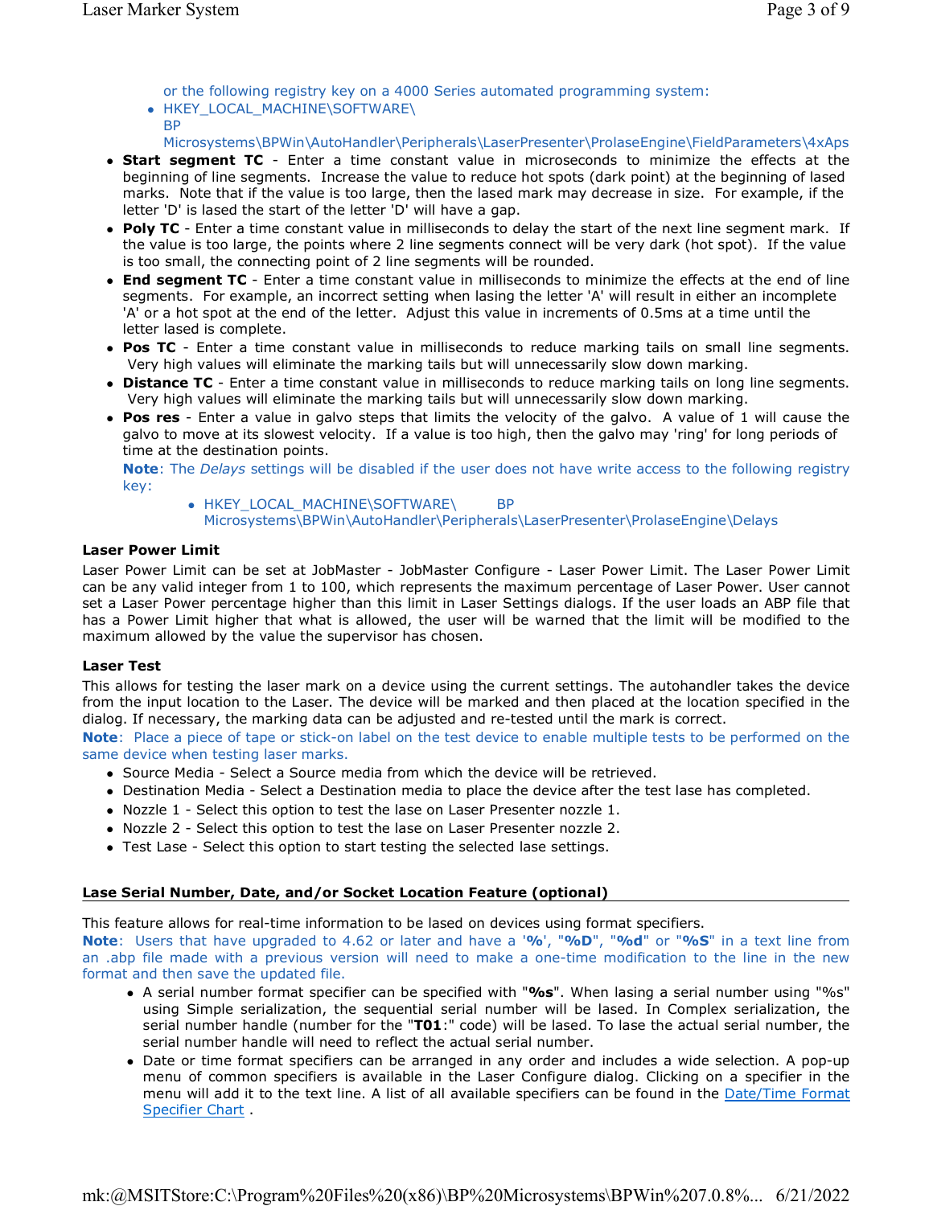or the following registry key on a 4000 Series automated programming system:

- HKEY_LOCAL_MACHINE\SOFTWARE\ BP Microsystems\BPWin\AutoHandler\Peripherals\LaserPresenter\ProlaseEngine\FieldParameters\4xAps

- **Start segment TC** - Enter a time constant value in microseconds to minimize the effects at the beginning of line segments. Increase the value to reduce hot spots (dark point) at the beginning of lased marks. Note that if the value is too large, then the lased mark may decrease in size. For example, if the letter 'D' is lased the start of the letter 'D' will have a gap.
- **Poly TC** - Enter a time constant value in milliseconds to delay the start of the next line segment mark. If the value is too large, the points where 2 line segments connect will be very dark (hot spot). If the value is too small, the connecting point of 2 line segments will be rounded.
- **End segment TC** - Enter a time constant value in milliseconds to minimize the effects at the end of line segments. For example, an incorrect setting when lasing the letter 'A' will result in either an incomplete 'A' or a hot spot at the end of the letter. Adjust this value in increments of 0.5ms at a time until the letter lased is complete.
- **Pos TC** - Enter a time constant value in milliseconds to reduce marking tails on small line segments. Very high values will eliminate the marking tails but will unnecessarily slow down marking.
- **Distance TC** - Enter a time constant value in milliseconds to reduce marking tails on long line segments. Very high values will eliminate the marking tails but will unnecessarily slow down marking.
- **Pos res** - Enter a value in galvo steps that limits the velocity of the galvo. A value of 1 will cause the galvo to move at its slowest velocity. If a value is too high, then the galvo may 'ring' for long periods of time at the destination points.

  **Note**: The *Delays* settings will be disabled if the user does not have write access to the following registry key:

  - HKEY_LOCAL_MACHINE\SOFTWARE\ BP Microsystems\BPWin\AutoHandler\Peripherals\LaserPresenter\ProlaseEngine\Delays

**Laser Power Limit**

Laser Power Limit can be set at JobMaster - JobMaster Configure - Laser Power Limit. The Laser Power Limit can be any valid integer from 1 to 100, which represents the maximum percentage of Laser Power. User cannot set a Laser Power percentage higher than this limit in Laser Settings dialogs. If the user loads an ABP file that has a Power Limit higher that what is allowed, the user will be warned that the limit will be modified to the maximum allowed by the value the supervisor has chosen.

**Laser Test**

This allows for testing the laser mark on a device using the current settings. The autohandler takes the device from the input location to the Laser. The device will be marked and then placed at the location specified in the dialog. If necessary, the marking data can be adjusted and re-tested until the mark is correct.

**Note**: Place a piece of tape or stick-on label on the test device to enable multiple tests to be performed on the same device when testing laser marks.

- Source Media - Select a Source media from which the device will be retrieved.
- Destination Media - Select a Destination media to place the device after the test lase has completed.
- Nozzle 1 - Select this option to test the lase on Laser Presenter nozzle 1.
- Nozzle 2 - Select this option to test the lase on Laser Presenter nozzle 2.
- Test Lase - Select this option to start testing the selected lase settings.

## Lase Serial Number, Date, and/or Socket Location Feature (optional)

This feature allows for real-time information to be lased on devices using format specifiers.

**Note**: Users that have upgraded to 4.62 or later and have a '**%**', "**%D**", "**%d**" or "**%S**" in a text line from an .abp file made with a previous version will need to make a one-time modification to the line in the new format and then save the updated file.

- A serial number format specifier can be specified with "**%s**". When lasing a serial number using "%s" using Simple serialization, the sequential serial number will be lased. In Complex serialization, the serial number handle (number for the "**T01**:" code) will be lased. To lase the actual serial number, the serial number handle will need to reflect the actual serial number.
- Date or time format specifiers can be arranged in any order and includes a wide selection. A pop-up menu of common specifiers is available in the Laser Configure dialog. Clicking on a specifier in the menu will add it to the text line. A list of all available specifiers can be found in the Date/Time Format Specifier Chart .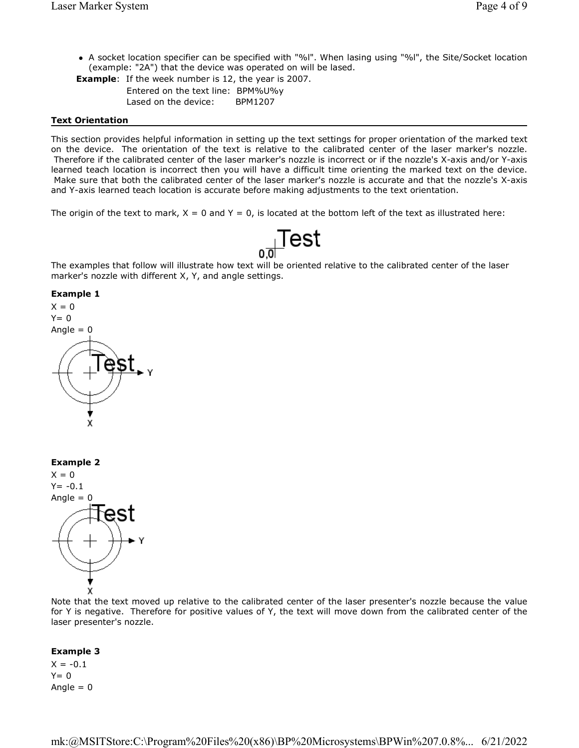- A socket location specifier can be specified with "%l". When lasing using "%l", the Site/Socket location (example: "2A") that the device was operated on will be lased.

**Example**: If the week number is 12, the year is 2007.

Entered on the text line: BPM%U%y

Lased on the device: BPM1207

### Text Orientation

This section provides helpful information in setting up the text settings for proper orientation of the marked text on the device. The orientation of the text is relative to the calibrated center of the laser marker's nozzle. Therefore if the calibrated center of the laser marker's nozzle is incorrect or if the nozzle's X-axis and/or Y-axis learned teach location is incorrect then you will have a difficult time orienting the marked text on the device. Make sure that both the calibrated center of the laser marker's nozzle is accurate and that the nozzle's X-axis and Y-axis learned teach location is accurate before making adjustments to the text orientation.

The origin of the text to mark, X = 0 and Y = 0, is located at the bottom left of the text as illustrated here:

The examples that follow will illustrate how text will be oriented relative to the calibrated center of the laser marker's nozzle with different X, Y, and angle settings.

**Example 1**

X = 0
Y= 0
Angle = 0

**Example 2**

X = 0
Y= -0.1
Angle = 0

Note that the text moved up relative to the calibrated center of the laser presenter's nozzle because the value for Y is negative. Therefore for positive values of Y, the text will move down from the calibrated center of the laser presenter's nozzle.

**Example 3**

X = -0.1
Y= 0
Angle = 0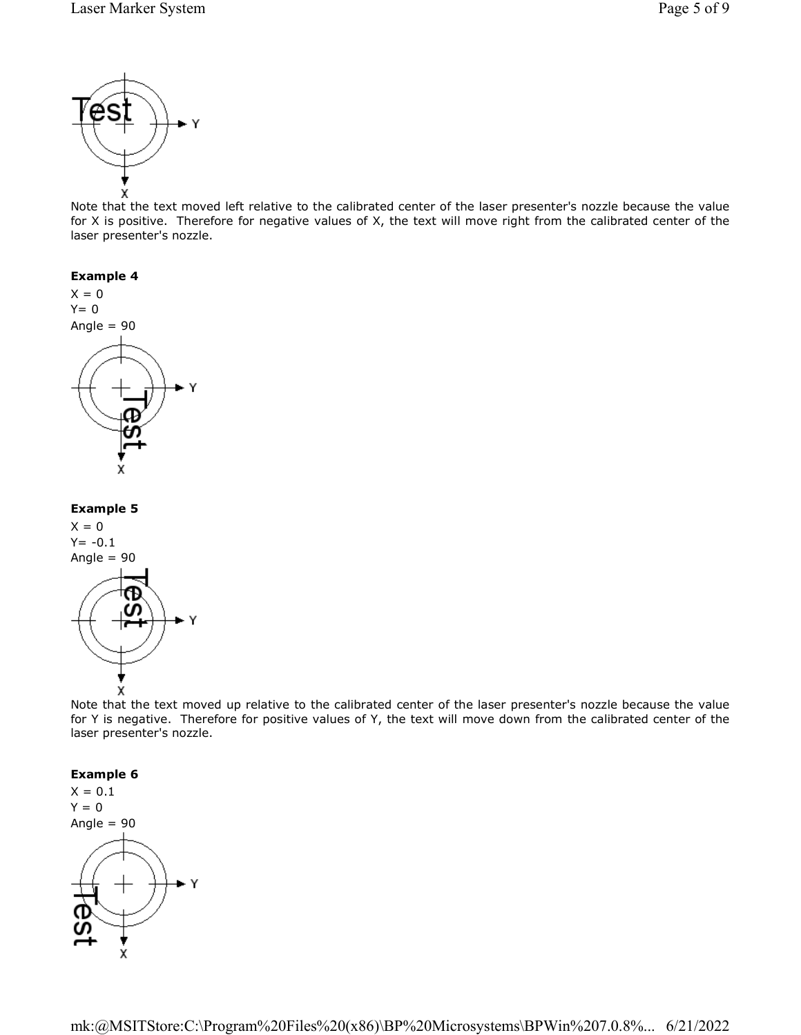Note that the text moved left relative to the calibrated center of the laser presenter's nozzle because the value for X is positive. Therefore for negative values of X, the text will move right from the calibrated center of the laser presenter's nozzle.

**Example 4**

X = 0
Y= 0
Angle = 90

**Example 5**

X = 0
Y= -0.1
Angle = 90

Note that the text moved up relative to the calibrated center of the laser presenter's nozzle because the value for Y is negative. Therefore for positive values of Y, the text will move down from the calibrated center of the laser presenter's nozzle.

**Example 6**

X = 0.1
Y = 0
Angle = 90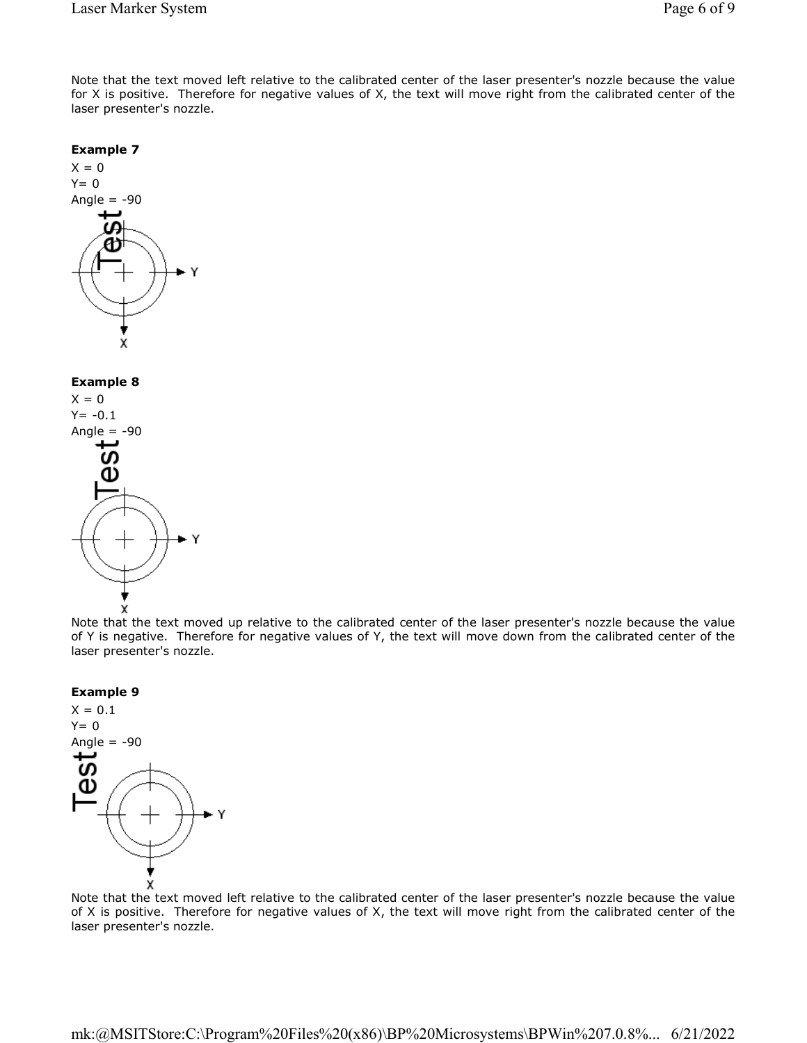Note that the text moved left relative to the calibrated center of the laser presenter's nozzle because the value for X is positive. Therefore for negative values of X, the text will move right from the calibrated center of the laser presenter's nozzle.

**Example 7**

X = 0
Y= 0
Angle = -90

**Example 8**

X = 0
Y= -0.1
Angle = -90

Note that the text moved up relative to the calibrated center of the laser presenter's nozzle because the value of Y is negative. Therefore for negative values of Y, the text will move down from the calibrated center of the laser presenter's nozzle.

**Example 9**

X = 0.1
Y= 0
Angle = -90

Note that the text moved left relative to the calibrated center of the laser presenter's nozzle because the value of X is positive. Therefore for negative values of X, the text will move right from the calibrated center of the laser presenter's nozzle.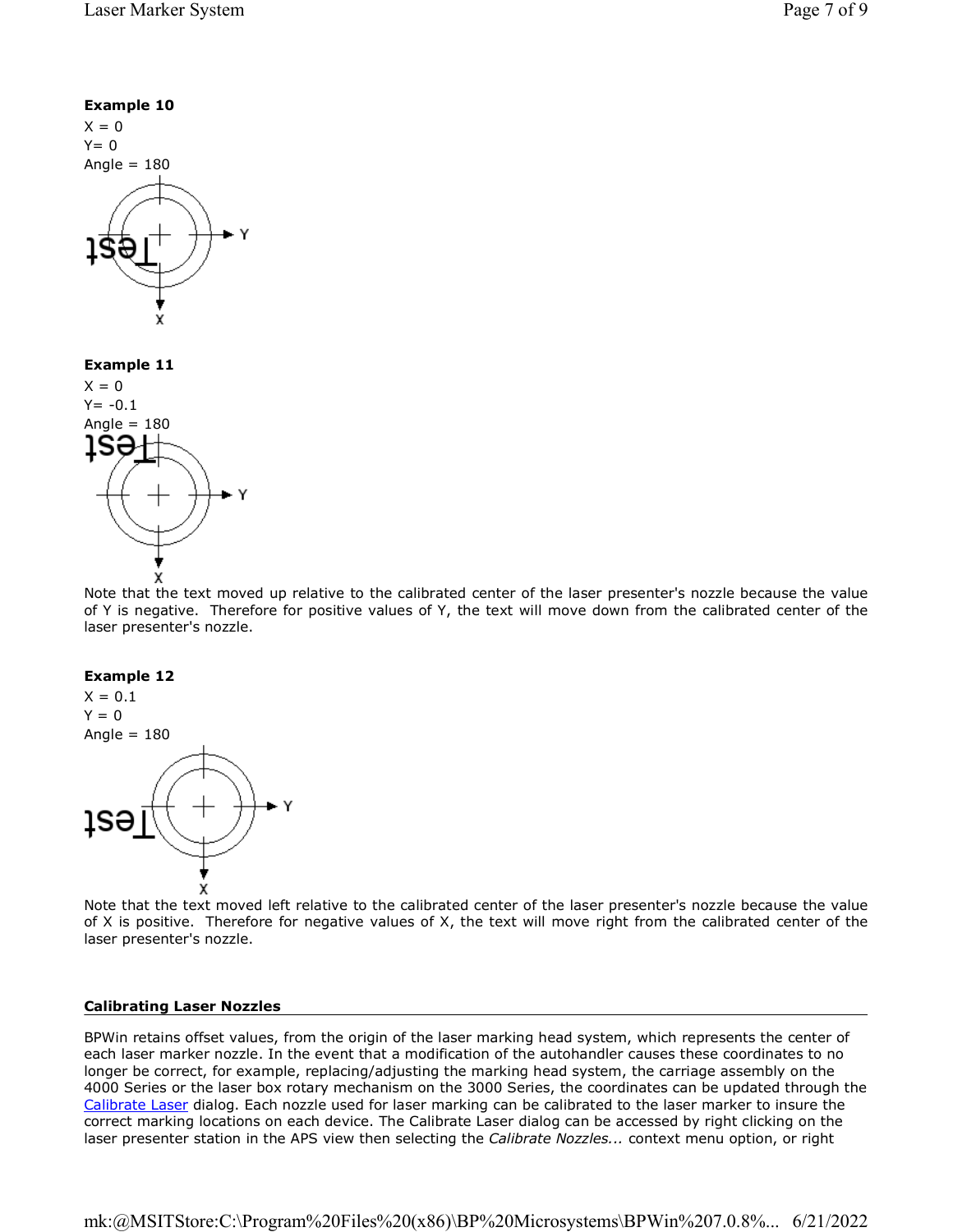**Example 10**

X = 0

Y= 0

Angle = 180

**Example 11**

X = 0

Y= -0.1

Angle = 180

Note that the text moved up relative to the calibrated center of the laser presenter's nozzle because the value of Y is negative. Therefore for positive values of Y, the text will move down from the calibrated center of the laser presenter's nozzle.

**Example 12**

X = 0.1

Y = 0

Angle = 180

Note that the text moved left relative to the calibrated center of the laser presenter's nozzle because the value of X is positive. Therefore for negative values of X, the text will move right from the calibrated center of the laser presenter's nozzle.

### Calibrating Laser Nozzles

BPWin retains offset values, from the origin of the laser marking head system, which represents the center of each laser marker nozzle. In the event that a modification of the autohandler causes these coordinates to no longer be correct, for example, replacing/adjusting the marking head system, the carriage assembly on the 4000 Series or the laser box rotary mechanism on the 3000 Series, the coordinates can be updated through the Calibrate Laser dialog. Each nozzle used for laser marking can be calibrated to the laser marker to insure the correct marking locations on each device. The Calibrate Laser dialog can be accessed by right clicking on the laser presenter station in the APS view then selecting the *Calibrate Nozzles...* context menu option, or right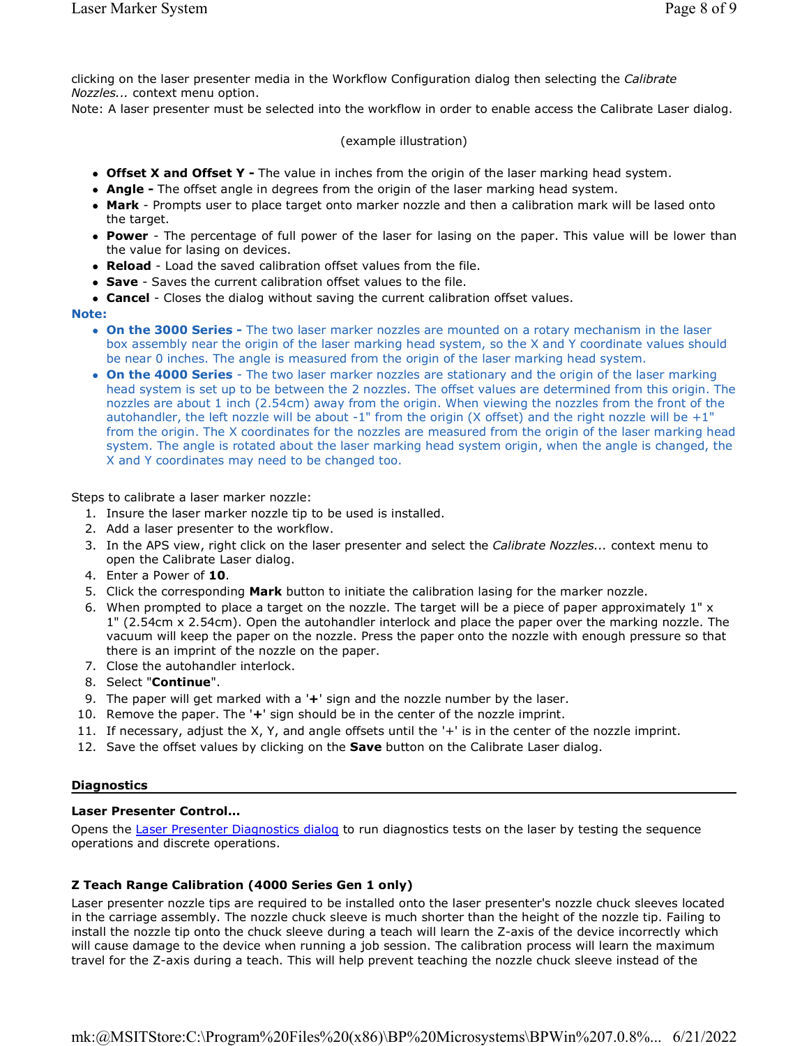clicking on the laser presenter media in the Workflow Configuration dialog then selecting the *Calibrate Nozzles...* context menu option.
Note: A laser presenter must be selected into the workflow in order to enable access the Calibrate Laser dialog.

(example illustration)

- **Offset X and Offset Y -** The value in inches from the origin of the laser marking head system.
- **Angle -** The offset angle in degrees from the origin of the laser marking head system.
- **Mark** - Prompts user to place target onto marker nozzle and then a calibration mark will be lased onto the target.
- **Power** - The percentage of full power of the laser for lasing on the paper. This value will be lower than the value for lasing on devices.
- **Reload** - Load the saved calibration offset values from the file.
- **Save** - Saves the current calibration offset values to the file.
- **Cancel** - Closes the dialog without saving the current calibration offset values.

**Note:**

- **On the 3000 Series -** The two laser marker nozzles are mounted on a rotary mechanism in the laser box assembly near the origin of the laser marking head system, so the X and Y coordinate values should be near 0 inches. The angle is measured from the origin of the laser marking head system.
- **On the 4000 Series** - The two laser marker nozzles are stationary and the origin of the laser marking head system is set up to be between the 2 nozzles. The offset values are determined from this origin. The nozzles are about 1 inch (2.54cm) away from the origin. When viewing the nozzles from the front of the autohandler, the left nozzle will be about -1" from the origin (X offset) and the right nozzle will be +1" from the origin. The X coordinates for the nozzles are measured from the origin of the laser marking head system. The angle is rotated about the laser marking head system origin, when the angle is changed, the X and Y coordinates may need to be changed too.

Steps to calibrate a laser marker nozzle:

1. Insure the laser marker nozzle tip to be used is installed.
2. Add a laser presenter to the workflow.
3. In the APS view, right click on the laser presenter and select the *Calibrate Nozzles...* context menu to open the Calibrate Laser dialog.
4. Enter a Power of **10**.
5. Click the corresponding **Mark** button to initiate the calibration lasing for the marker nozzle.
6. When prompted to place a target on the nozzle. The target will be a piece of paper approximately 1" x 1" (2.54cm x 2.54cm). Open the autohandler interlock and place the paper over the marking nozzle. The vacuum will keep the paper on the nozzle. Press the paper onto the nozzle with enough pressure so that there is an imprint of the nozzle on the paper.
7. Close the autohandler interlock.
8. Select "**Continue**".
9. The paper will get marked with a '**+**' sign and the nozzle number by the laser.
10. Remove the paper. The '**+**' sign should be in the center of the nozzle imprint.
11. If necessary, adjust the X, Y, and angle offsets until the '+' is in the center of the nozzle imprint.
12. Save the offset values by clicking on the **Save** button on the Calibrate Laser dialog.

## Diagnostics

### Laser Presenter Control...

Opens the Laser Presenter Diagnostics dialog to run diagnostics tests on the laser by testing the sequence operations and discrete operations.

### Z Teach Range Calibration (4000 Series Gen 1 only)

Laser presenter nozzle tips are required to be installed onto the laser presenter's nozzle chuck sleeves located in the carriage assembly. The nozzle chuck sleeve is much shorter than the height of the nozzle tip. Failing to install the nozzle tip onto the chuck sleeve during a teach will learn the Z-axis of the device incorrectly which will cause damage to the device when running a job session. The calibration process will learn the maximum travel for the Z-axis during a teach. This will help prevent teaching the nozzle chuck sleeve instead of the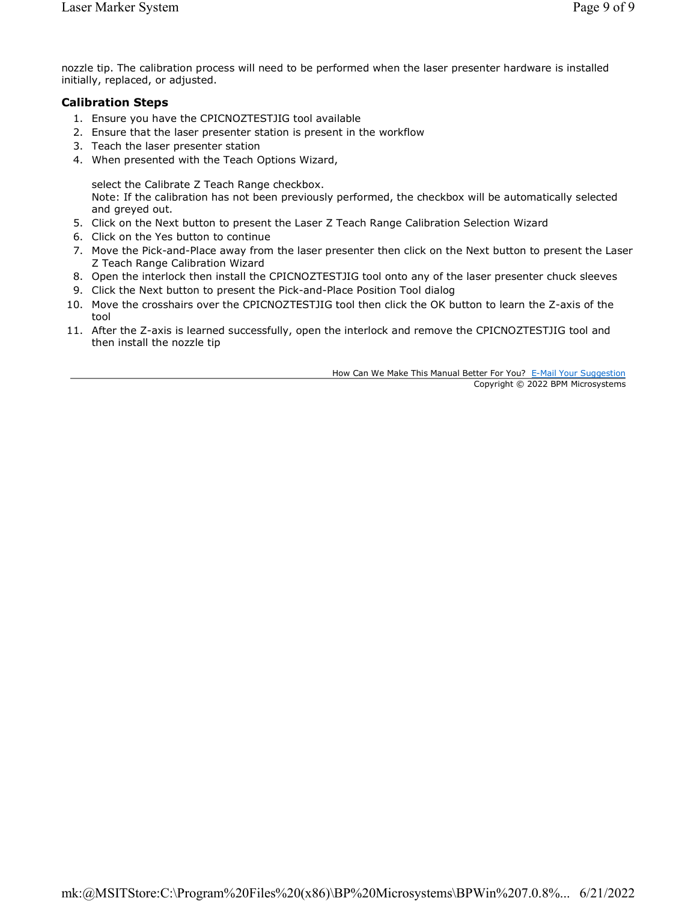nozzle tip. The calibration process will need to be performed when the laser presenter hardware is installed initially, replaced, or adjusted.

### Calibration Steps

1. Ensure you have the CPICNOZTESTJIG tool available
2. Ensure that the laser presenter station is present in the workflow
3. Teach the laser presenter station
4. When presented with the Teach Options Wizard,

   select the Calibrate Z Teach Range checkbox.
   Note: If the calibration has not been previously performed, the checkbox will be automatically selected and greyed out.
5. Click on the Next button to present the Laser Z Teach Range Calibration Selection Wizard
6. Click on the Yes button to continue
7. Move the Pick-and-Place away from the laser presenter then click on the Next button to present the Laser Z Teach Range Calibration Wizard
8. Open the interlock then install the CPICNOZTESTJIG tool onto any of the laser presenter chuck sleeves
9. Click the Next button to present the Pick-and-Place Position Tool dialog
10. Move the crosshairs over the CPICNOZTESTJIG tool then click the OK button to learn the Z-axis of the tool
11. After the Z-axis is learned successfully, open the interlock and remove the CPICNOZTESTJIG tool and then install the nozzle tip

How Can We Make This Manual Better For You? E-Mail Your Suggestion
Copyright © 2022 BPM Microsystems